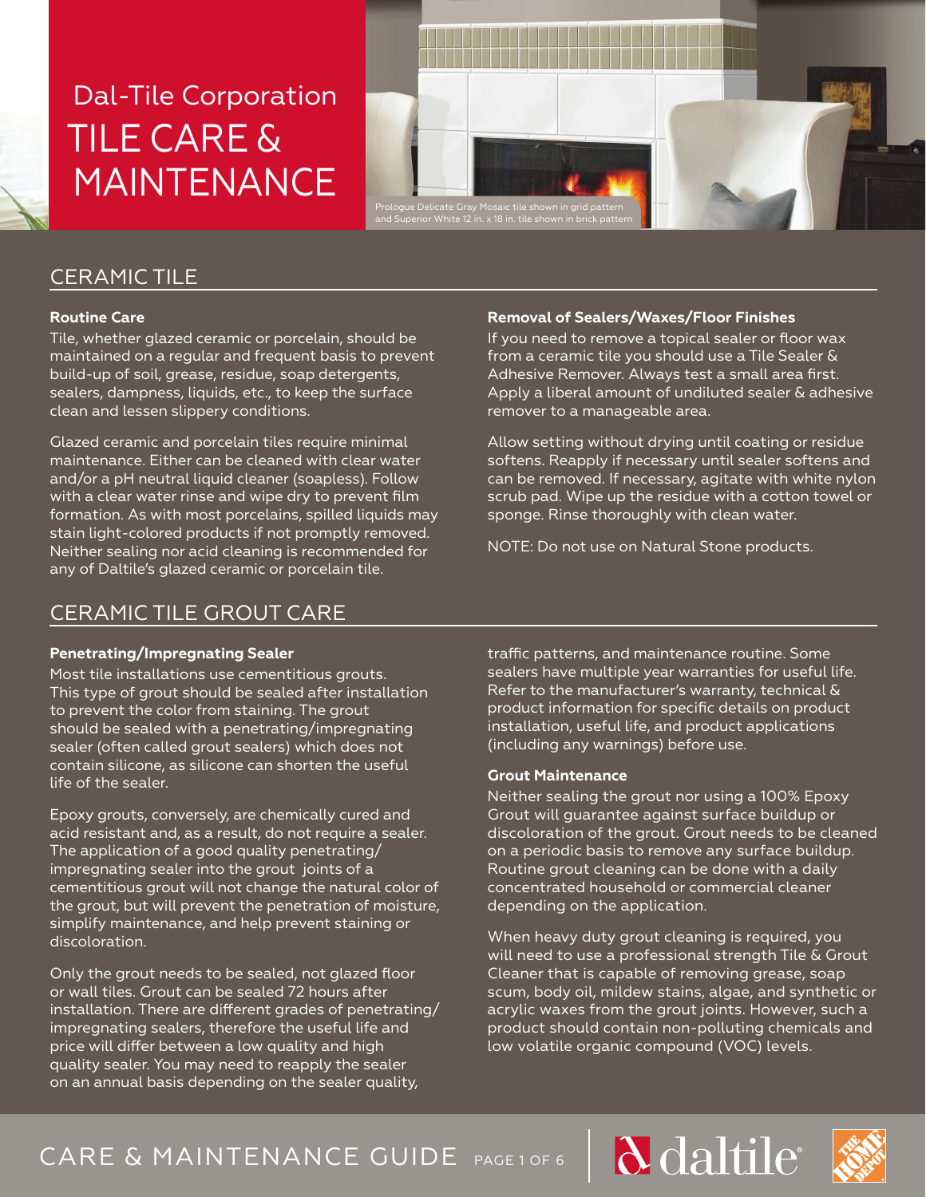# Dal-Tile Corporation TILE CARE & MAINTENANCE

Prologue Delicate Gray Mosaic tile shown in grid pattern and Superior White 12 in. x 18 in. tile shown in brick pattern

## CERAMIC TILE

### Routine Care

Tile, whether glazed ceramic or porcelain, should be maintained on a regular and frequent basis to prevent build-up of soil, grease, residue, soap detergents, sealers, dampness, liquids, etc., to keep the surface clean and lessen slippery conditions.

Glazed ceramic and porcelain tiles require minimal maintenance. Either can be cleaned with clear water and/or a pH neutral liquid cleaner (soapless). Follow with a clear water rinse and wipe dry to prevent film formation. As with most porcelains, spilled liquids may stain light-colored products if not promptly removed. Neither sealing nor acid cleaning is recommended for any of Daltile's glazed ceramic or porcelain tile.

### Removal of Sealers/Waxes/Floor Finishes

If you need to remove a topical sealer or floor wax from a ceramic tile you should use a Tile Sealer & Adhesive Remover. Always test a small area first. Apply a liberal amount of undiluted sealer & adhesive remover to a manageable area.

Allow setting without drying until coating or residue softens. Reapply if necessary until sealer softens and can be removed. If necessary, agitate with white nylon scrub pad. Wipe up the residue with a cotton towel or sponge. Rinse thoroughly with clean water.

NOTE: Do not use on Natural Stone products.

## CERAMIC TILE GROUT CARE

### Penetrating/Impregnating Sealer

Most tile installations use cementitious grouts. This type of grout should be sealed after installation to prevent the color from staining. The grout should be sealed with a penetrating/impregnating sealer (often called grout sealers) which does not contain silicone, as silicone can shorten the useful life of the sealer.

Epoxy grouts, conversely, are chemically cured and acid resistant and, as a result, do not require a sealer. The application of a good quality penetrating/impregnating sealer into the grout joints of a cementitious grout will not change the natural color of the grout, but will prevent the penetration of moisture, simplify maintenance, and help prevent staining or discoloration.

Only the grout needs to be sealed, not glazed floor or wall tiles. Grout can be sealed 72 hours after installation. There are different grades of penetrating/impregnating sealers, therefore the useful life and price will differ between a low quality and high quality sealer. You may need to reapply the sealer on an annual basis depending on the sealer quality, traffic patterns, and maintenance routine. Some sealers have multiple year warranties for useful life. Refer to the manufacturer's warranty, technical & product information for specific details on product installation, useful life, and product applications (including any warnings) before use.

### Grout Maintenance

Neither sealing the grout nor using a 100% Epoxy Grout will guarantee against surface buildup or discoloration of the grout. Grout needs to be cleaned on a periodic basis to remove any surface buildup. Routine grout cleaning can be done with a daily concentrated household or commercial cleaner depending on the application.

When heavy duty grout cleaning is required, you will need to use a professional strength Tile & Grout Cleaner that is capable of removing grease, soap scum, body oil, mildew stains, algae, and synthetic or acrylic waxes from the grout joints. However, such a product should contain non-polluting chemicals and low volatile organic compound (VOC) levels.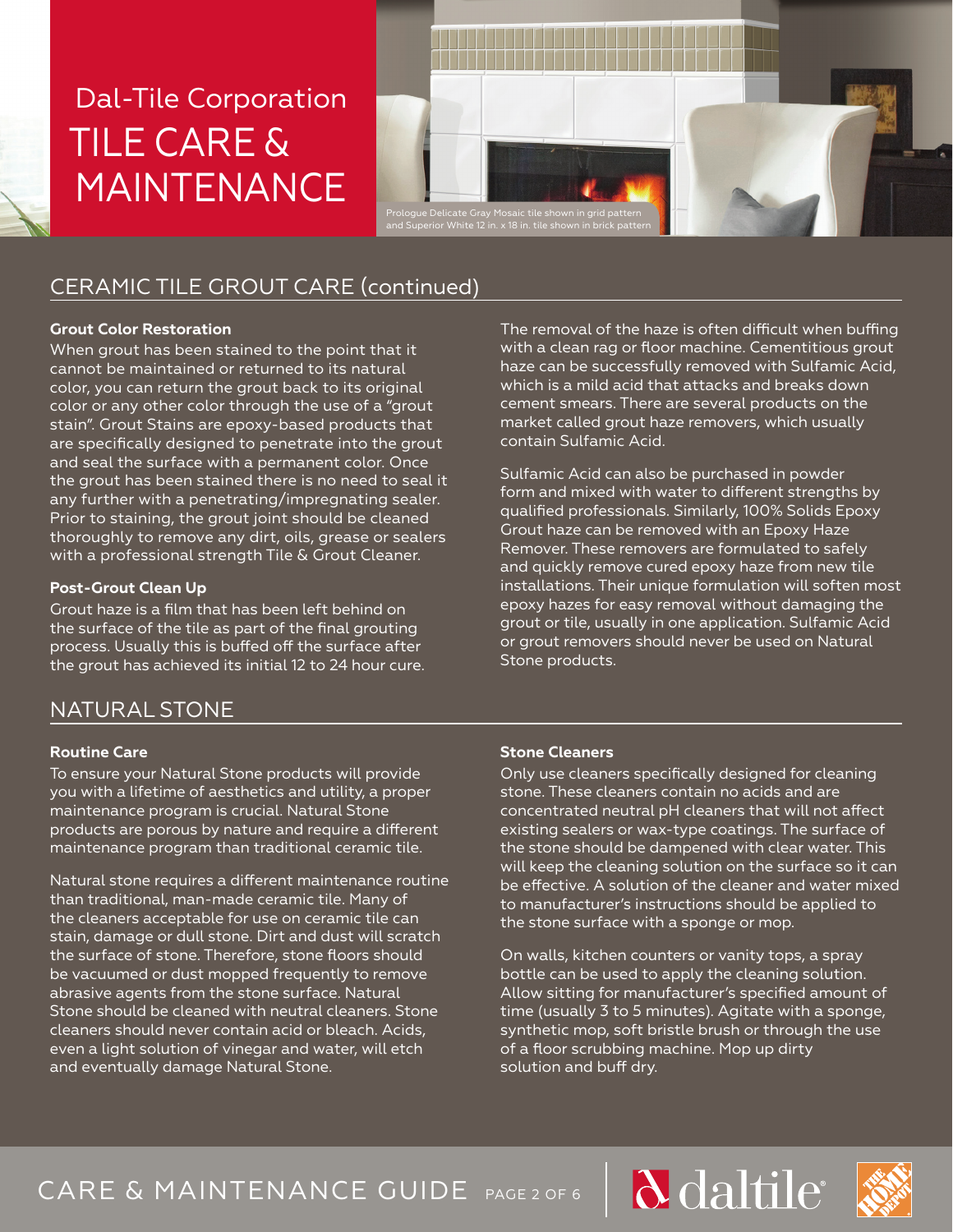# Dal-Tile Corporation TILE CARE & MAINTENANCE

Prologue Delicate Gray Mosaic tile shown in grid pattern and Superior White 12 in. x 18 in. tile shown in brick pattern

## CERAMIC TILE GROUT CARE (continued)

**Grout Color Restoration**

When grout has been stained to the point that it cannot be maintained or returned to its natural color, you can return the grout back to its original color or any other color through the use of a "grout stain". Grout Stains are epoxy-based products that are specifically designed to penetrate into the grout and seal the surface with a permanent color. Once the grout has been stained there is no need to seal it any further with a penetrating/impregnating sealer. Prior to staining, the grout joint should be cleaned thoroughly to remove any dirt, oils, grease or sealers with a professional strength Tile & Grout Cleaner.

**Post-Grout Clean Up**

Grout haze is a film that has been left behind on the surface of the tile as part of the final grouting process. Usually this is buffed off the surface after the grout has achieved its initial 12 to 24 hour cure. The removal of the haze is often difficult when buffing with a clean rag or floor machine. Cementitious grout haze can be successfully removed with Sulfamic Acid, which is a mild acid that attacks and breaks down cement smears. There are several products on the market called grout haze removers, which usually contain Sulfamic Acid.

Sulfamic Acid can also be purchased in powder form and mixed with water to different strengths by qualified professionals. Similarly, 100% Solids Epoxy Grout haze can be removed with an Epoxy Haze Remover. These removers are formulated to safely and quickly remove cured epoxy haze from new tile installations. Their unique formulation will soften most epoxy hazes for easy removal without damaging the grout or tile, usually in one application. Sulfamic Acid or grout removers should never be used on Natural Stone products.

## NATURAL STONE

**Routine Care**

To ensure your Natural Stone products will provide you with a lifetime of aesthetics and utility, a proper maintenance program is crucial. Natural Stone products are porous by nature and require a different maintenance program than traditional ceramic tile.

Natural stone requires a different maintenance routine than traditional, man-made ceramic tile. Many of the cleaners acceptable for use on ceramic tile can stain, damage or dull stone. Dirt and dust will scratch the surface of stone. Therefore, stone floors should be vacuumed or dust mopped frequently to remove abrasive agents from the stone surface. Natural Stone should be cleaned with neutral cleaners. Stone cleaners should never contain acid or bleach. Acids, even a light solution of vinegar and water, will etch and eventually damage Natural Stone.

**Stone Cleaners**

Only use cleaners specifically designed for cleaning stone. These cleaners contain no acids and are concentrated neutral pH cleaners that will not affect existing sealers or wax-type coatings. The surface of the stone should be dampened with clear water. This will keep the cleaning solution on the surface so it can be effective. A solution of the cleaner and water mixed to manufacturer's instructions should be applied to the stone surface with a sponge or mop.

On walls, kitchen counters or vanity tops, a spray bottle can be used to apply the cleaning solution. Allow sitting for manufacturer's specified amount of time (usually 3 to 5 minutes). Agitate with a sponge, synthetic mop, soft bristle brush or through the use of a floor scrubbing machine. Mop up dirty solution and buff dry.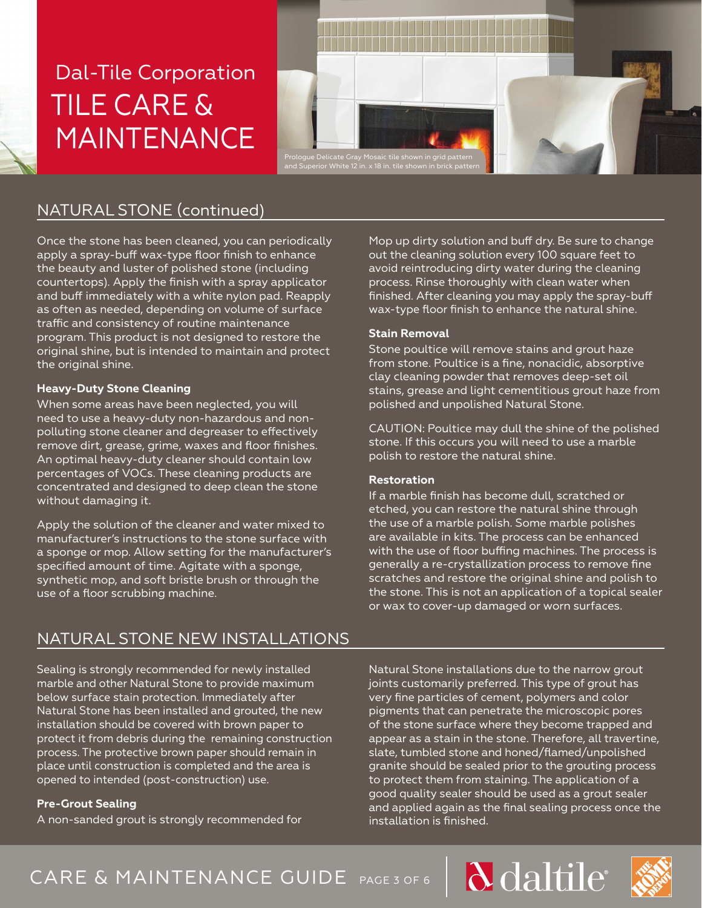# Dal-Tile Corporation TILE CARE & MAINTENANCE

Prologue Delicate Gray Mosaic tile shown in grid pattern and Superior White 12 in. x 18 in. tile shown in brick pattern

## NATURAL STONE (continued)

Once the stone has been cleaned, you can periodically apply a spray-buff wax-type floor finish to enhance the beauty and luster of polished stone (including countertops). Apply the finish with a spray applicator and buff immediately with a white nylon pad. Reapply as often as needed, depending on volume of surface traffic and consistency of routine maintenance program. This product is not designed to restore the original shine, but is intended to maintain and protect the original shine.

### Heavy-Duty Stone Cleaning

When some areas have been neglected, you will need to use a heavy-duty non-hazardous and non-polluting stone cleaner and degreaser to effectively remove dirt, grease, grime, waxes and floor finishes. An optimal heavy-duty cleaner should contain low percentages of VOCs. These cleaning products are concentrated and designed to deep clean the stone without damaging it.

Apply the solution of the cleaner and water mixed to manufacturer's instructions to the stone surface with a sponge or mop. Allow setting for the manufacturer's specified amount of time. Agitate with a sponge, synthetic mop, and soft bristle brush or through the use of a floor scrubbing machine.

Mop up dirty solution and buff dry. Be sure to change out the cleaning solution every 100 square feet to avoid reintroducing dirty water during the cleaning process. Rinse thoroughly with clean water when finished. After cleaning you may apply the spray-buff wax-type floor finish to enhance the natural shine.

### Stain Removal

Stone poultice will remove stains and grout haze from stone. Poultice is a fine, nonacidic, absorptive clay cleaning powder that removes deep-set oil stains, grease and light cementitious grout haze from polished and unpolished Natural Stone.

CAUTION: Poultice may dull the shine of the polished stone. If this occurs you will need to use a marble polish to restore the natural shine.

### Restoration

If a marble finish has become dull, scratched or etched, you can restore the natural shine through the use of a marble polish. Some marble polishes are available in kits. The process can be enhanced with the use of floor buffing machines. The process is generally a re-crystallization process to remove fine scratches and restore the original shine and polish to the stone. This is not an application of a topical sealer or wax to cover-up damaged or worn surfaces.

## NATURAL STONE NEW INSTALLATIONS

Sealing is strongly recommended for newly installed marble and other Natural Stone to provide maximum below surface stain protection. Immediately after Natural Stone has been installed and grouted, the new installation should be covered with brown paper to protect it from debris during the remaining construction process. The protective brown paper should remain in place until construction is completed and the area is opened to intended (post-construction) use.

### Pre-Grout Sealing

A non-sanded grout is strongly recommended for Natural Stone installations due to the narrow grout joints customarily preferred. This type of grout has very fine particles of cement, polymers and color pigments that can penetrate the microscopic pores of the stone surface where they become trapped and appear as a stain in the stone. Therefore, all travertine, slate, tumbled stone and honed/flamed/unpolished granite should be sealed prior to the grouting process to protect them from staining. The application of a good quality sealer should be used as a grout sealer and applied again as the final sealing process once the installation is finished.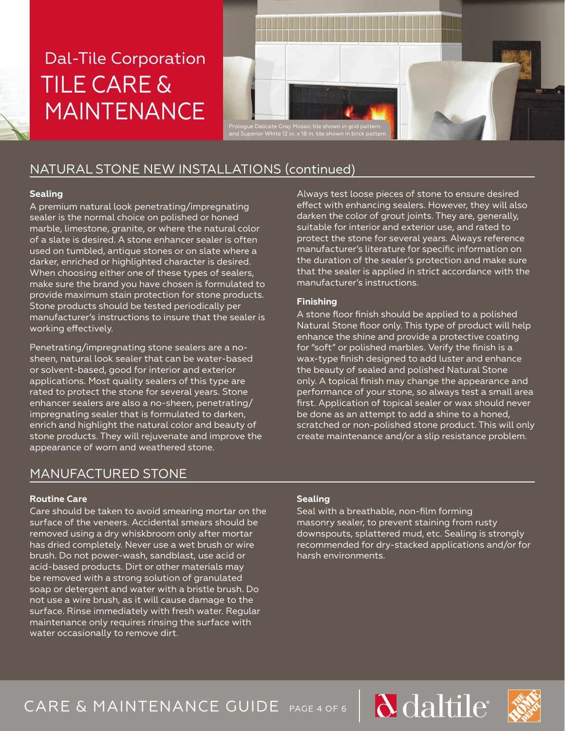# Dal-Tile Corporation TILE CARE & MAINTENANCE

Prologue Delicate Gray Mosaic tile shown in grid pattern and Superior White 12 in. x 18 in. tile shown in brick pattern

## NATURAL STONE NEW INSTALLATIONS (continued)

### Sealing

A premium natural look penetrating/impregnating sealer is the normal choice on polished or honed marble, limestone, granite, or where the natural color of a slate is desired. A stone enhancer sealer is often used on tumbled, antique stones or on slate where a darker, enriched or highlighted character is desired. When choosing either one of these types of sealers, make sure the brand you have chosen is formulated to provide maximum stain protection for stone products. Stone products should be tested periodically per manufacturer's instructions to insure that the sealer is working effectively.

Penetrating/impregnating stone sealers are a no-sheen, natural look sealer that can be water-based or solvent-based, good for interior and exterior applications. Most quality sealers of this type are rated to protect the stone for several years. Stone enhancer sealers are also a no-sheen, penetrating/impregnating sealer that is formulated to darken, enrich and highlight the natural color and beauty of stone products. They will rejuvenate and improve the appearance of worn and weathered stone.

Always test loose pieces of stone to ensure desired effect with enhancing sealers. However, they will also darken the color of grout joints. They are, generally, suitable for interior and exterior use, and rated to protect the stone for several years. Always reference manufacturer's literature for specific information on the duration of the sealer's protection and make sure that the sealer is applied in strict accordance with the manufacturer's instructions.

### Finishing

A stone floor finish should be applied to a polished Natural Stone floor only. This type of product will help enhance the shine and provide a protective coating for "soft" or polished marbles. Verify the finish is a wax-type finish designed to add luster and enhance the beauty of sealed and polished Natural Stone only. A topical finish may change the appearance and performance of your stone, so always test a small area first. Application of topical sealer or wax should never be done as an attempt to add a shine to a honed, scratched or non-polished stone product. This will only create maintenance and/or a slip resistance problem.

## MANUFACTURED STONE

### Routine Care

Care should be taken to avoid smearing mortar on the surface of the veneers. Accidental smears should be removed using a dry whiskbroom only after mortar has dried completely. Never use a wet brush or wire brush. Do not power-wash, sandblast, use acid or acid-based products. Dirt or other materials may be removed with a strong solution of granulated soap or detergent and water with a bristle brush. Do not use a wire brush, as it will cause damage to the surface. Rinse immediately with fresh water. Regular maintenance only requires rinsing the surface with water occasionally to remove dirt.

### Sealing

Seal with a breathable, non-film forming masonry sealer, to prevent staining from rusty downspouts, splattered mud, etc. Sealing is strongly recommended for dry-stacked applications and/or for harsh environments.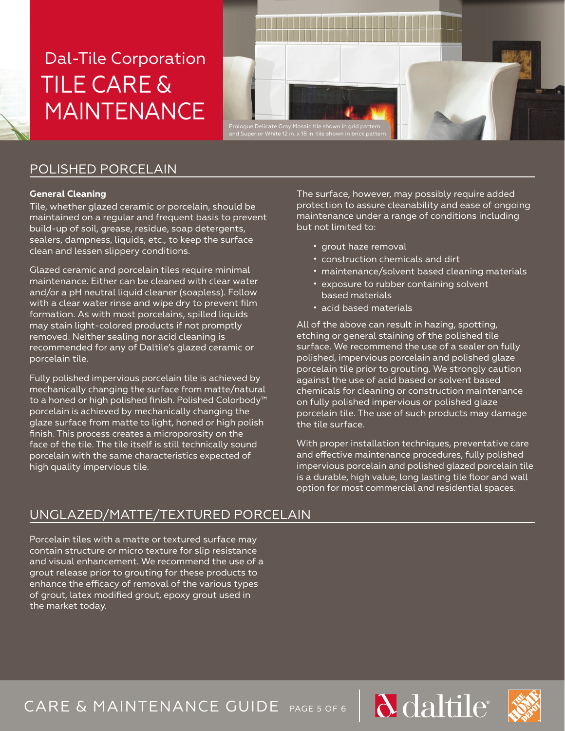Dal-Tile Corporation

# TILE CARE & MAINTENANCE

Prologue Delicate Gray Mosaic tile shown in grid pattern and Superior White 12 in. x 18 in. tile shown in brick pattern

## POLISHED PORCELAIN

**General Cleaning**

Tile, whether glazed ceramic or porcelain, should be maintained on a regular and frequent basis to prevent build-up of soil, grease, residue, soap detergents, sealers, dampness, liquids, etc., to keep the surface clean and lessen slippery conditions.

Glazed ceramic and porcelain tiles require minimal maintenance. Either can be cleaned with clear water and/or a pH neutral liquid cleaner (soapless). Follow with a clear water rinse and wipe dry to prevent film formation. As with most porcelains, spilled liquids may stain light-colored products if not promptly removed. Neither sealing nor acid cleaning is recommended for any of Daltile's glazed ceramic or porcelain tile.

Fully polished impervious porcelain tile is achieved by mechanically changing the surface from matte/natural to a honed or high polished finish. Polished Colorbody™ porcelain is achieved by mechanically changing the glaze surface from matte to light, honed or high polish finish. This process creates a microporosity on the face of the tile. The tile itself is still technically sound porcelain with the same characteristics expected of high quality impervious tile.

The surface, however, may possibly require added protection to assure cleanability and ease of ongoing maintenance under a range of conditions including but not limited to:

- grout haze removal
- construction chemicals and dirt
- maintenance/solvent based cleaning materials
- exposure to rubber containing solvent based materials
- acid based materials

All of the above can result in hazing, spotting, etching or general staining of the polished tile surface. We recommend the use of a sealer on fully polished, impervious porcelain and polished glaze porcelain tile prior to grouting. We strongly caution against the use of acid based or solvent based chemicals for cleaning or construction maintenance on fully polished impervious or polished glaze porcelain tile. The use of such products may damage the tile surface.

With proper installation techniques, preventative care and effective maintenance procedures, fully polished impervious porcelain and polished glazed porcelain tile is a durable, high value, long lasting tile floor and wall option for most commercial and residential spaces.

## UNGLAZED/MATTE/TEXTURED PORCELAIN

Porcelain tiles with a matte or textured surface may contain structure or micro texture for slip resistance and visual enhancement. We recommend the use of a grout release prior to grouting for these products to enhance the efficacy of removal of the various types of grout, latex modified grout, epoxy grout used in the market today.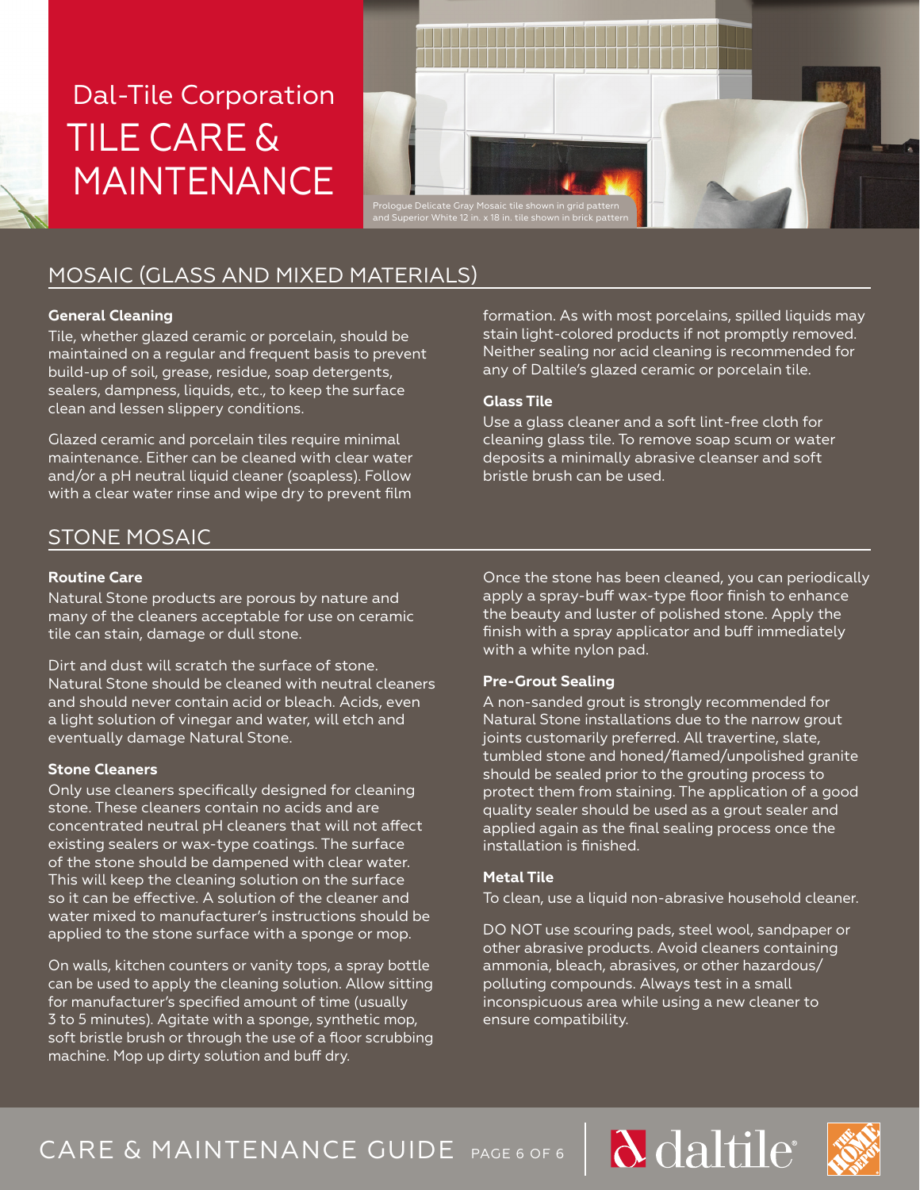Dal-Tile Corporation

# TILE CARE & MAINTENANCE

Prologue Delicate Gray Mosaic tile shown in grid pattern and Superior White 12 in. x 18 in. tile shown in brick pattern

## MOSAIC (GLASS AND MIXED MATERIALS)

**General Cleaning**

Tile, whether glazed ceramic or porcelain, should be maintained on a regular and frequent basis to prevent build-up of soil, grease, residue, soap detergents, sealers, dampness, liquids, etc., to keep the surface clean and lessen slippery conditions.

Glazed ceramic and porcelain tiles require minimal maintenance. Either can be cleaned with clear water and/or a pH neutral liquid cleaner (soapless). Follow with a clear water rinse and wipe dry to prevent film formation. As with most porcelains, spilled liquids may stain light-colored products if not promptly removed. Neither sealing nor acid cleaning is recommended for any of Daltile's glazed ceramic or porcelain tile.

**Glass Tile**

Use a glass cleaner and a soft lint-free cloth for cleaning glass tile. To remove soap scum or water deposits a minimally abrasive cleanser and soft bristle brush can be used.

## STONE MOSAIC

**Routine Care**

Natural Stone products are porous by nature and many of the cleaners acceptable for use on ceramic tile can stain, damage or dull stone.

Dirt and dust will scratch the surface of stone. Natural Stone should be cleaned with neutral cleaners and should never contain acid or bleach. Acids, even a light solution of vinegar and water, will etch and eventually damage Natural Stone.

**Stone Cleaners**

Only use cleaners specifically designed for cleaning stone. These cleaners contain no acids and are concentrated neutral pH cleaners that will not affect existing sealers or wax-type coatings. The surface of the stone should be dampened with clear water. This will keep the cleaning solution on the surface so it can be effective. A solution of the cleaner and water mixed to manufacturer's instructions should be applied to the stone surface with a sponge or mop.

On walls, kitchen counters or vanity tops, a spray bottle can be used to apply the cleaning solution. Allow sitting for manufacturer's specified amount of time (usually 3 to 5 minutes). Agitate with a sponge, synthetic mop, soft bristle brush or through the use of a floor scrubbing machine. Mop up dirty solution and buff dry.

Once the stone has been cleaned, you can periodically apply a spray-buff wax-type floor finish to enhance the beauty and luster of polished stone. Apply the finish with a spray applicator and buff immediately with a white nylon pad.

**Pre-Grout Sealing**

A non-sanded grout is strongly recommended for Natural Stone installations due to the narrow grout joints customarily preferred. All travertine, slate, tumbled stone and honed/flamed/unpolished granite should be sealed prior to the grouting process to protect them from staining. The application of a good quality sealer should be used as a grout sealer and applied again as the final sealing process once the installation is finished.

**Metal Tile**

To clean, use a liquid non-abrasive household cleaner.

DO NOT use scouring pads, steel wool, sandpaper or other abrasive products. Avoid cleaners containing ammonia, bleach, abrasives, or other hazardous/polluting compounds. Always test in a small inconspicuous area while using a new cleaner to ensure compatibility.